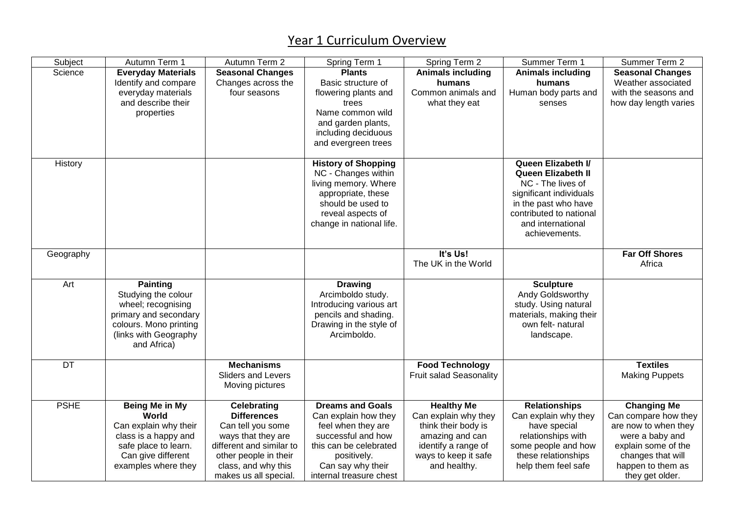# Year 1 Curriculum Overview

| Subject | Autumn Term 1 | Autumn Term 2 | Spring Term 1 | Spring Term 2 | Summer Term 1 | Summer Term 2 |
|---|---|---|---|---|---|---|
| Science | **Everyday Materials** Identify and compare everyday materials and describe their properties | **Seasonal Changes** Changes across the four seasons | **Plants** Basic structure of flowering plants and trees Name common wild and garden plants, including deciduous and evergreen trees | **Animals including humans** Common animals and what they eat | **Animals including humans** Human body parts and senses | **Seasonal Changes** Weather associated with the seasons and how day length varies |
| History | | | **History of Shopping** NC - Changes within living memory. Where appropriate, these should be used to reveal aspects of change in national life. | | **Queen Elizabeth I/ Queen Elizabeth II** NC - The lives of significant individuals in the past who have contributed to national and international achievements. | |
| Geography | | | | **It's Us!** The UK in the World | | **Far Off Shores** Africa |
| Art | **Painting** Studying the colour wheel; recognising primary and secondary colours. Mono printing (links with Geography and Africa) | | **Drawing** Arcimboldo study. Introducing various art pencils and shading. Drawing in the style of Arcimboldo. | | **Sculpture** Andy Goldsworthy study. Using natural materials, making their own felt- natural landscape. | |
| DT | | **Mechanisms** Sliders and Levers Moving pictures | | **Food Technology** Fruit salad Seasonality | | **Textiles** Making Puppets |
| PSHE | **Being Me in My World** Can explain why their class is a happy and safe place to learn. Can give different examples where they | **Celebrating Differences** Can tell you some ways that they are different and similar to other people in their class, and why this makes us all special. | **Dreams and Goals** Can explain how they feel when they are successful and how this can be celebrated positively. Can say why their internal treasure chest | **Healthy Me** Can explain why they think their body is amazing and can identify a range of ways to keep it safe and healthy. | **Relationships** Can explain why they have special relationships with some people and how these relationships help them feel safe | **Changing Me** Can compare how they are now to when they were a baby and explain some of the changes that will happen to them as they get older. |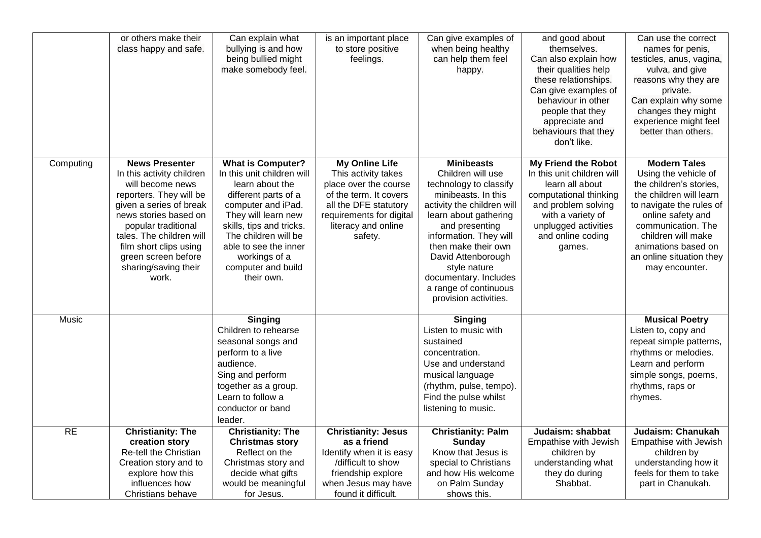| | | | | | | |
|---|---|---|---|---|---|---|
| | or others make their class happy and safe. | Can explain what bullying is and how being bullied might make somebody feel. | is an important place to store positive feelings. | Can give examples of when being healthy can help them feel happy. | and good about themselves. Can also explain how their qualities help these relationships. Can give examples of behaviour in other people that they appreciate and behaviours that they don't like. | Can use the correct names for penis, testicles, anus, vagina, vulva, and give reasons why they are private. Can explain why some changes they might experience might feel better than others. |
| Computing | **News Presenter** In this activity children will become news reporters. They will be given a series of break news stories based on popular traditional tales. The children will film short clips using green screen before sharing/saving their work. | **What is Computer?** In this unit children will learn about the different parts of a computer and iPad. They will learn new skills, tips and tricks. The children will be able to see the inner workings of a computer and build their own. | **My Online Life** This activity takes place over the course of the term. It covers all the DFE statutory requirements for digital literacy and online safety. | **Minibeasts** Children will use technology to classify minibeasts. In this activity the children will learn about gathering and presenting information. They will then make their own David Attenborough style nature documentary. Includes a range of continuous provision activities. | **My Friend the Robot** In this unit children will learn all about computational thinking and problem solving with a variety of unplugged activities and online coding games. | **Modern Tales** Using the vehicle of the children's stories, the children will learn to navigate the rules of online safety and communication. The children will make animations based on an online situation they may encounter. |
| Music | | **Singing** Children to rehearse seasonal songs and perform to a live audience. Sing and perform together as a group. Learn to follow a conductor or band leader. | | **Singing** Listen to music with sustained concentration. Use and understand musical language (rhythm, pulse, tempo). Find the pulse whilst listening to music. | | **Musical Poetry** Listen to, copy and repeat simple patterns, rhythms or melodies. Learn and perform simple songs, poems, rhythms, raps or rhymes. |
| RE | **Christianity: The creation story** Re-tell the Christian Creation story and to explore how this influences how Christians behave | **Christianity: The Christmas story** Reflect on the Christmas story and decide what gifts would be meaningful for Jesus. | **Christianity: Jesus as a friend** Identify when it is easy /difficult to show friendship explore when Jesus may have found it difficult. | **Christianity: Palm Sunday** Know that Jesus is special to Christians and how His welcome on Palm Sunday shows this. | **Judaism: shabbat** Empathise with Jewish children by understanding what they do during Shabbat. | **Judaism: Chanukah** Empathise with Jewish children by understanding how it feels for them to take part in Chanukah. |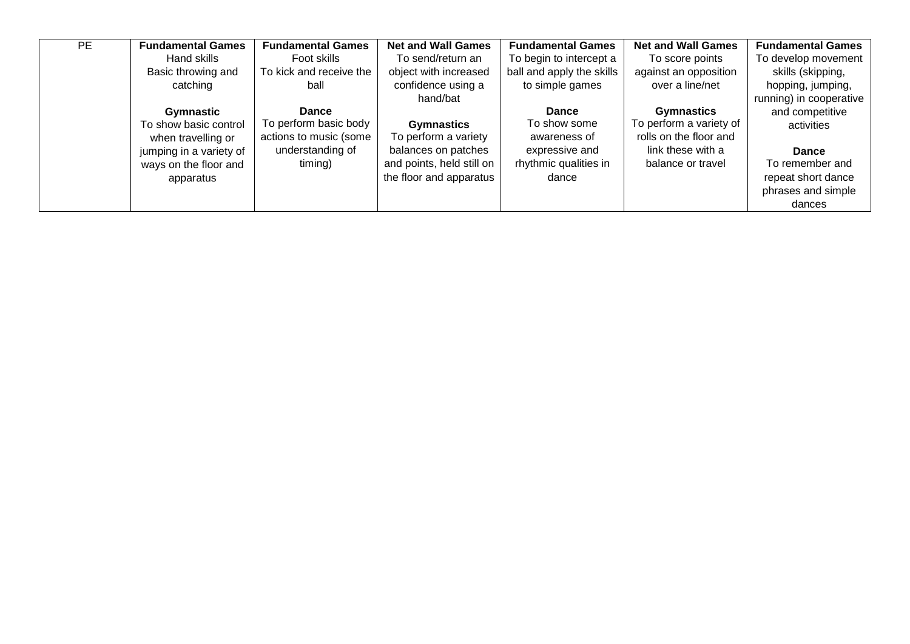| | | | | | | |
|---|---|---|---|---|---|---|
| PE | **Fundamental Games**<br>Hand skills<br>Basic throwing and catching<br><br>**Gymnastic**<br>To show basic control when travelling or jumping in a variety of ways on the floor and apparatus | **Fundamental Games**<br>Foot skills<br>To kick and receive the ball<br><br>**Dance**<br>To perform basic body actions to music (some understanding of timing) | **Net and Wall Games**<br>To send/return an object with increased confidence using a hand/bat<br><br>**Gymnastics**<br>To perform a variety balances on patches and points, held still on the floor and apparatus | **Fundamental Games**<br>To begin to intercept a ball and apply the skills to simple games<br><br>**Dance**<br>To show some awareness of expressive and rhythmic qualities in dance | **Net and Wall Games**<br>To score points against an opposition over a line/net<br><br>**Gymnastics**<br>To perform a variety of rolls on the floor and link these with a balance or travel | **Fundamental Games**<br>To develop movement skills (skipping, hopping, jumping, running) in cooperative and competitive activities<br><br>**Dance**<br>To remember and repeat short dance phrases and simple dances |